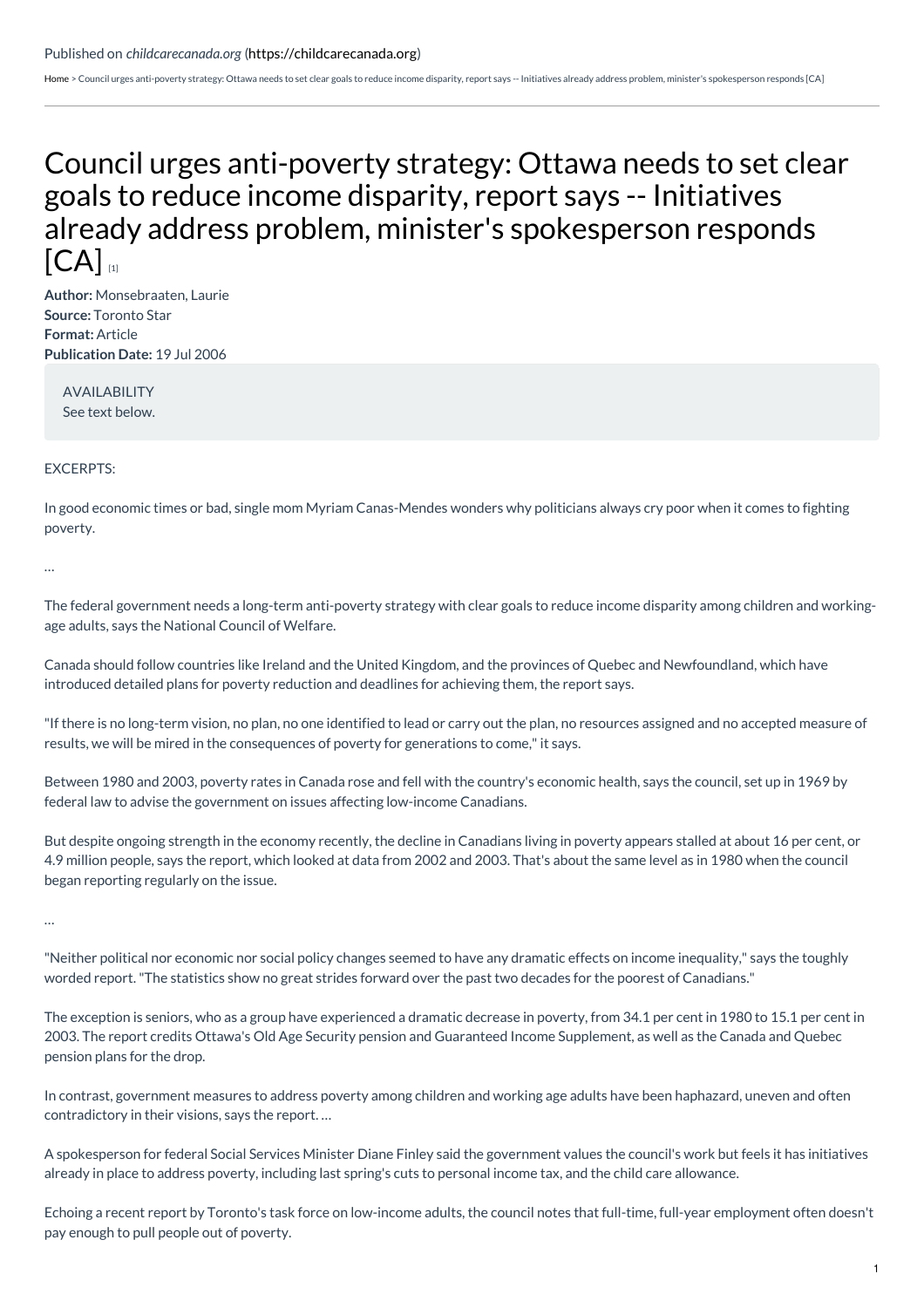Published on *childcarecanada.org* (https://childcarecanada.org)

Home > Council urges anti-poverty strategy: Ottawa needs to set clear goals to reduce income disparity, report says -- Initiatives already address problem, minister's spokesperson responds [CA]

# Council urges anti-poverty strategy: Ottawa needs to set clear goals to reduce income disparity, report says -- Initiatives already address problem, minister's spokesperson responds [CA] [1]

**Author:** Monsebraaten, Laurie
**Source:** Toronto Star
**Format:** Article
**Publication Date:** 19 Jul 2006

AVAILABILITY
See text below.

EXCERPTS:

In good economic times or bad, single mom Myriam Canas-Mendes wonders why politicians always cry poor when it comes to fighting poverty.

...

The federal government needs a long-term anti-poverty strategy with clear goals to reduce income disparity among children and working-age adults, says the National Council of Welfare.

Canada should follow countries like Ireland and the United Kingdom, and the provinces of Quebec and Newfoundland, which have introduced detailed plans for poverty reduction and deadlines for achieving them, the report says.

"If there is no long-term vision, no plan, no one identified to lead or carry out the plan, no resources assigned and no accepted measure of results, we will be mired in the consequences of poverty for generations to come," it says.

Between 1980 and 2003, poverty rates in Canada rose and fell with the country's economic health, says the council, set up in 1969 by federal law to advise the government on issues affecting low-income Canadians.

But despite ongoing strength in the economy recently, the decline in Canadians living in poverty appears stalled at about 16 per cent, or 4.9 million people, says the report, which looked at data from 2002 and 2003. That's about the same level as in 1980 when the council began reporting regularly on the issue.

...

"Neither political nor economic nor social policy changes seemed to have any dramatic effects on income inequality," says the toughly worded report. "The statistics show no great strides forward over the past two decades for the poorest of Canadians."

The exception is seniors, who as a group have experienced a dramatic decrease in poverty, from 34.1 per cent in 1980 to 15.1 per cent in 2003. The report credits Ottawa's Old Age Security pension and Guaranteed Income Supplement, as well as the Canada and Quebec pension plans for the drop.

In contrast, government measures to address poverty among children and working age adults have been haphazard, uneven and often contradictory in their visions, says the report. ...

A spokesperson for federal Social Services Minister Diane Finley said the government values the council's work but feels it has initiatives already in place to address poverty, including last spring's cuts to personal income tax, and the child care allowance.

Echoing a recent report by Toronto's task force on low-income adults, the council notes that full-time, full-year employment often doesn't pay enough to pull people out of poverty.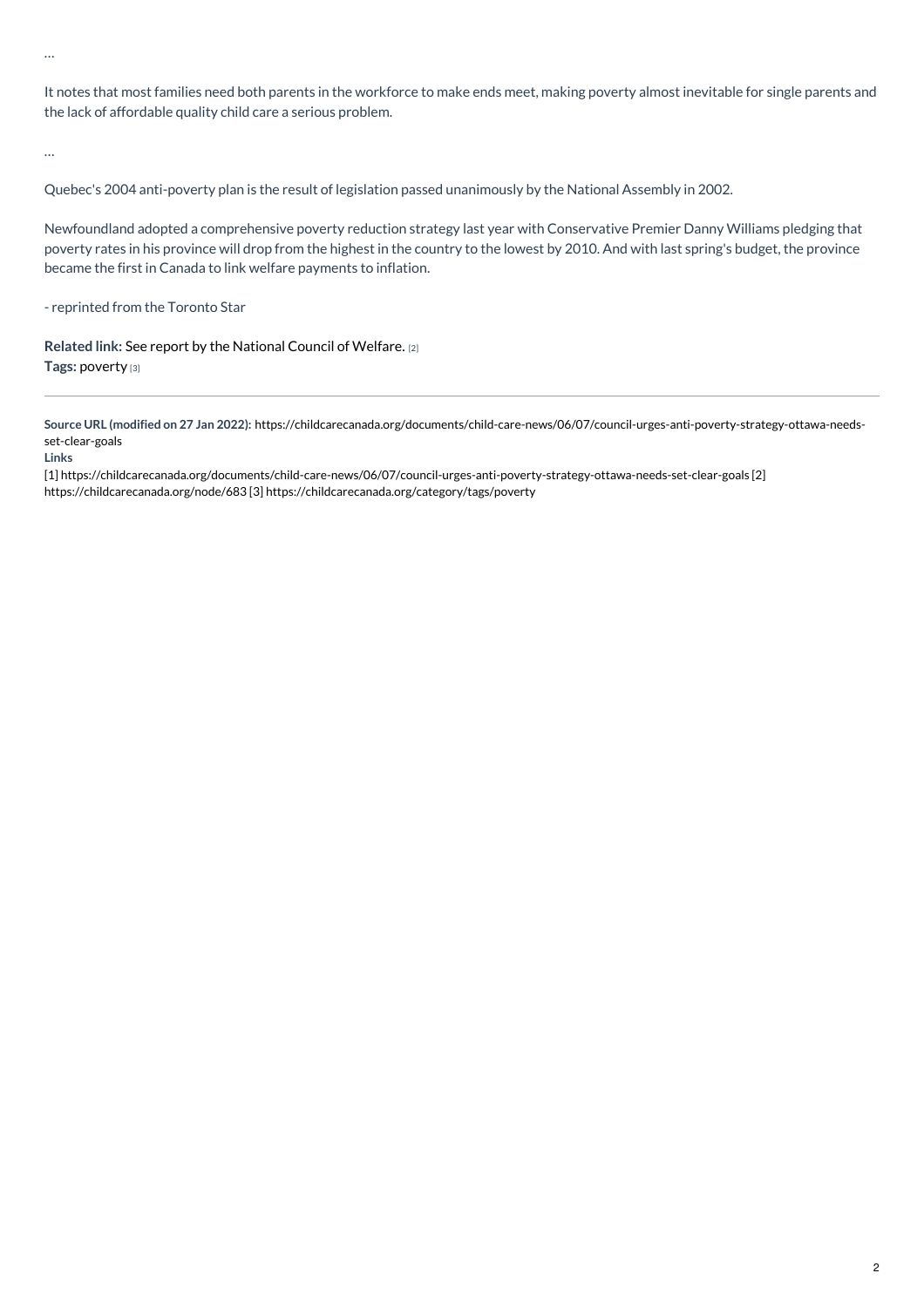…

It notes that most families need both parents in the workforce to make ends meet, making poverty almost inevitable for single parents and the lack of affordable quality child care a serious problem.

…

Quebec's 2004 anti-poverty plan is the result of legislation passed unanimously by the National Assembly in 2002.

Newfoundland adopted a comprehensive poverty reduction strategy last year with Conservative Premier Danny Williams pledging that poverty rates in his province will drop from the highest in the country to the lowest by 2010. And with last spring's budget, the province became the first in Canada to link welfare payments to inflation.

- reprinted from the Toronto Star

**Related link:** See report by the National Council of Welfare. [2]
**Tags:** poverty [3]

---

**Source URL (modified on 27 Jan 2022):** https://childcarecanada.org/documents/child-care-news/06/07/council-urges-anti-poverty-strategy-ottawa-needs-set-clear-goals

**Links**
[1] https://childcarecanada.org/documents/child-care-news/06/07/council-urges-anti-poverty-strategy-ottawa-needs-set-clear-goals [2] https://childcarecanada.org/node/683 [3] https://childcarecanada.org/category/tags/poverty